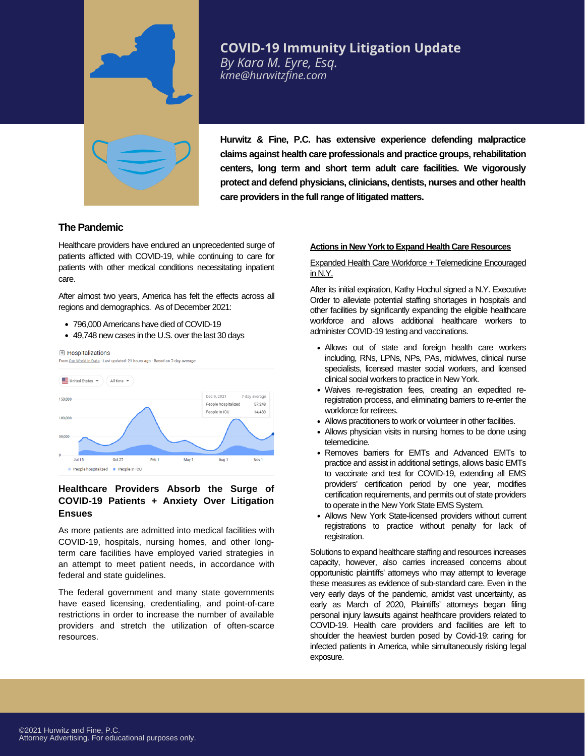# COVID-19 Immunity Litigation Update

*By Kara M. Eyre, Esq.*
*kme@hurwitzfine.com*

**Hurwitz & Fine, P.C. has extensive experience defending malpractice claims against health care professionals and practice groups, rehabilitation centers, long term and short term adult care facilities. We vigorously protect and defend physicians, clinicians, dentists, nurses and other health care providers in the full range of litigated matters.**

## The Pandemic

Healthcare providers have endured an unprecedented surge of patients afflicted with COVID-19, while continuing to care for patients with other medical conditions necessitating inpatient care.

After almost two years, America has felt the effects across all regions and demographics. As of December 2021:

- 796,000 Americans have died of COVID-19
- 49,748 new cases in the U.S. over the last 30 days

Hospitalizations
From Our World in Data · Last updated: 21 hours ago · Based on 7-day average

United States · All time

Dec 9, 2021 — 7-day average
People hospitalized 57,248
People in ICU 14,433

People hospitalized · People in ICU

## Healthcare Providers Absorb the Surge of COVID-19 Patients + Anxiety Over Litigation Ensues

As more patients are admitted into medical facilities with COVID-19, hospitals, nursing homes, and other long-term care facilities have employed varied strategies in an attempt to meet patient needs, in accordance with federal and state guidelines.

The federal government and many state governments have eased licensing, credentialing, and point-of-care restrictions in order to increase the number of available providers and stretch the utilization of often-scarce resources.

### Actions in New York to Expand Health Care Resources

Expanded Health Care Workforce + Telemedicine Encouraged in N.Y.

After its initial expiration, Kathy Hochul signed a N.Y. Executive Order to alleviate potential staffing shortages in hospitals and other facilities by significantly expanding the eligible healthcare workforce and allows additional healthcare workers to administer COVID-19 testing and vaccinations.

- Allows out of state and foreign health care workers including, RNs, LPNs, NPs, PAs, midwives, clinical nurse specialists, licensed master social workers, and licensed clinical social workers to practice in New York.
- Waives re-registration fees, creating an expedited re-registration process, and eliminating barriers to re-enter the workforce for retirees.
- Allows practitioners to work or volunteer in other facilities.
- Allows physician visits in nursing homes to be done using telemedicine.
- Removes barriers for EMTs and Advanced EMTs to practice and assist in additional settings, allows basic EMTs to vaccinate and test for COVID-19, extending all EMS providers' certification period by one year, modifies certification requirements, and permits out of state providers to operate in the New York State EMS System.
- Allows New York State-licensed providers without current registrations to practice without penalty for lack of registration.

Solutions to expand healthcare staffing and resources increases capacity, however, also carries increased concerns about opportunistic plaintiffs' attorneys who may attempt to leverage these measures as evidence of sub-standard care. Even in the very early days of the pandemic, amidst vast uncertainty, as early as March of 2020, Plaintiffs' attorneys began filing personal injury lawsuits against healthcare providers related to COVID-19. Health care providers and facilities are left to shoulder the heaviest burden posed by Covid-19: caring for infected patients in America, while simultaneously risking legal exposure.

©2021 Hurwitz and Fine, P.C.
Attorney Advertising. For educational purposes only.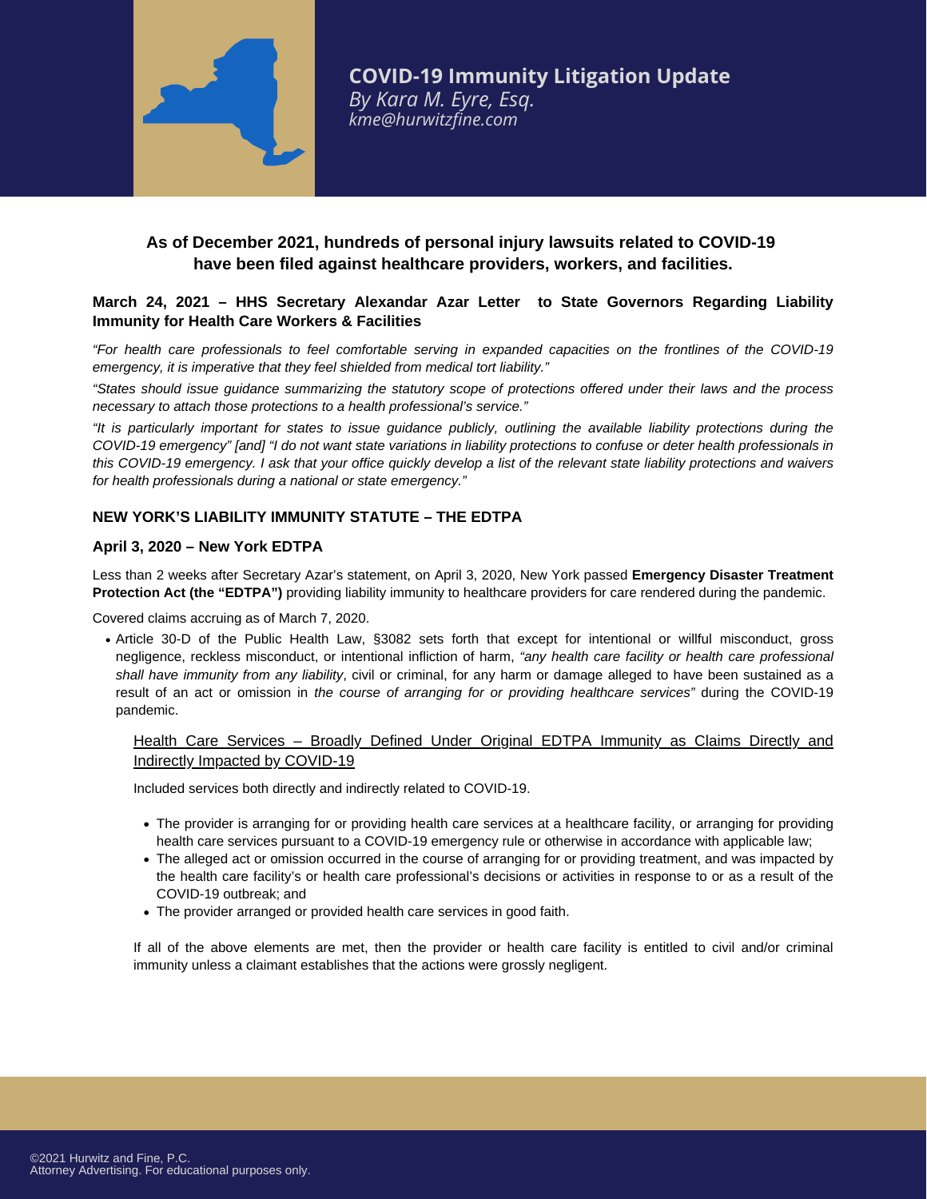# COVID-19 Immunity Litigation Update

*By Kara M. Eyre, Esq.*
*kme@hurwitzfine.com*

**As of December 2021, hundreds of personal injury lawsuits related to COVID-19 have been filed against healthcare providers, workers, and facilities.**

**March 24, 2021 – HHS Secretary Alexandar Azar Letter to State Governors Regarding Liability Immunity for Health Care Workers & Facilities**

*"For health care professionals to feel comfortable serving in expanded capacities on the frontlines of the COVID-19 emergency, it is imperative that they feel shielded from medical tort liability."*

*"States should issue guidance summarizing the statutory scope of protections offered under their laws and the process necessary to attach those protections to a health professional's service."*

*"It is particularly important for states to issue guidance publicly, outlining the available liability protections during the COVID-19 emergency" [and] "I do not want state variations in liability protections to confuse or deter health professionals in this COVID-19 emergency. I ask that your office quickly develop a list of the relevant state liability protections and waivers for health professionals during a national or state emergency."*

## NEW YORK'S LIABILITY IMMUNITY STATUTE – THE EDTPA

### April 3, 2020 – New York EDTPA

Less than 2 weeks after Secretary Azar's statement, on April 3, 2020, New York passed **Emergency Disaster Treatment Protection Act (the "EDTPA")** providing liability immunity to healthcare providers for care rendered during the pandemic.

Covered claims accruing as of March 7, 2020.

- Article 30-D of the Public Health Law, §3082 sets forth that except for intentional or willful misconduct, gross negligence, reckless misconduct, or intentional infliction of harm, *"any health care facility or health care professional shall have immunity from any liability*, civil or criminal, for any harm or damage alleged to have been sustained as a result of an act or omission in *the course of arranging for or providing healthcare services"* during the COVID-19 pandemic.

<u>Health Care Services – Broadly Defined Under Original EDTPA Immunity as Claims Directly and Indirectly Impacted by COVID-19</u>

Included services both directly and indirectly related to COVID-19.

- The provider is arranging for or providing health care services at a healthcare facility, or arranging for providing health care services pursuant to a COVID-19 emergency rule or otherwise in accordance with applicable law;
- The alleged act or omission occurred in the course of arranging for or providing treatment, and was impacted by the health care facility's or health care professional's decisions or activities in response to or as a result of the COVID-19 outbreak; and
- The provider arranged or provided health care services in good faith.

If all of the above elements are met, then the provider or health care facility is entitled to civil and/or criminal immunity unless a claimant establishes that the actions were grossly negligent.

©2021 Hurwitz and Fine, P.C.
Attorney Advertising. For educational purposes only.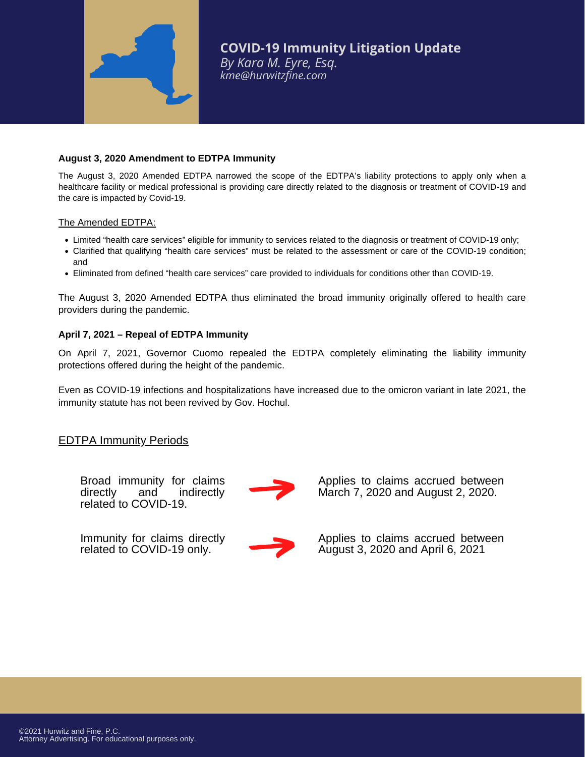# COVID-19 Immunity Litigation Update

*By Kara M. Eyre, Esq.*
*kme@hurwitzfine.com*

### August 3, 2020 Amendment to EDTPA Immunity

The August 3, 2020 Amended EDTPA narrowed the scope of the EDTPA's liability protections to apply only when a healthcare facility or medical professional is providing care directly related to the diagnosis or treatment of COVID-19 and the care is impacted by Covid-19.

The Amended EDTPA:

- Limited "health care services" eligible for immunity to services related to the diagnosis or treatment of COVID-19 only;
- Clarified that qualifying "health care services" must be related to the assessment or care of the COVID-19 condition; and
- Eliminated from defined "health care services" care provided to individuals for conditions other than COVID-19.

The August 3, 2020 Amended EDTPA thus eliminated the broad immunity originally offered to health care providers during the pandemic.

### April 7, 2021 – Repeal of EDTPA Immunity

On April 7, 2021, Governor Cuomo repealed the EDTPA completely eliminating the liability immunity protections offered during the height of the pandemic.

Even as COVID-19 infections and hospitalizations have increased due to the omicron variant in late 2021, the immunity statute has not been revived by Gov. Hochul.

## EDTPA Immunity Periods

| Immunity | | Period |
|---|---|---|
| Broad immunity for claims directly and indirectly related to COVID-19. | → | Applies to claims accrued between March 7, 2020 and August 2, 2020. |
| Immunity for claims directly related to COVID-19 only. | → | Applies to claims accrued between August 3, 2020 and April 6, 2021 |

©2021 Hurwitz and Fine, P.C.
Attorney Advertising. For educational purposes only.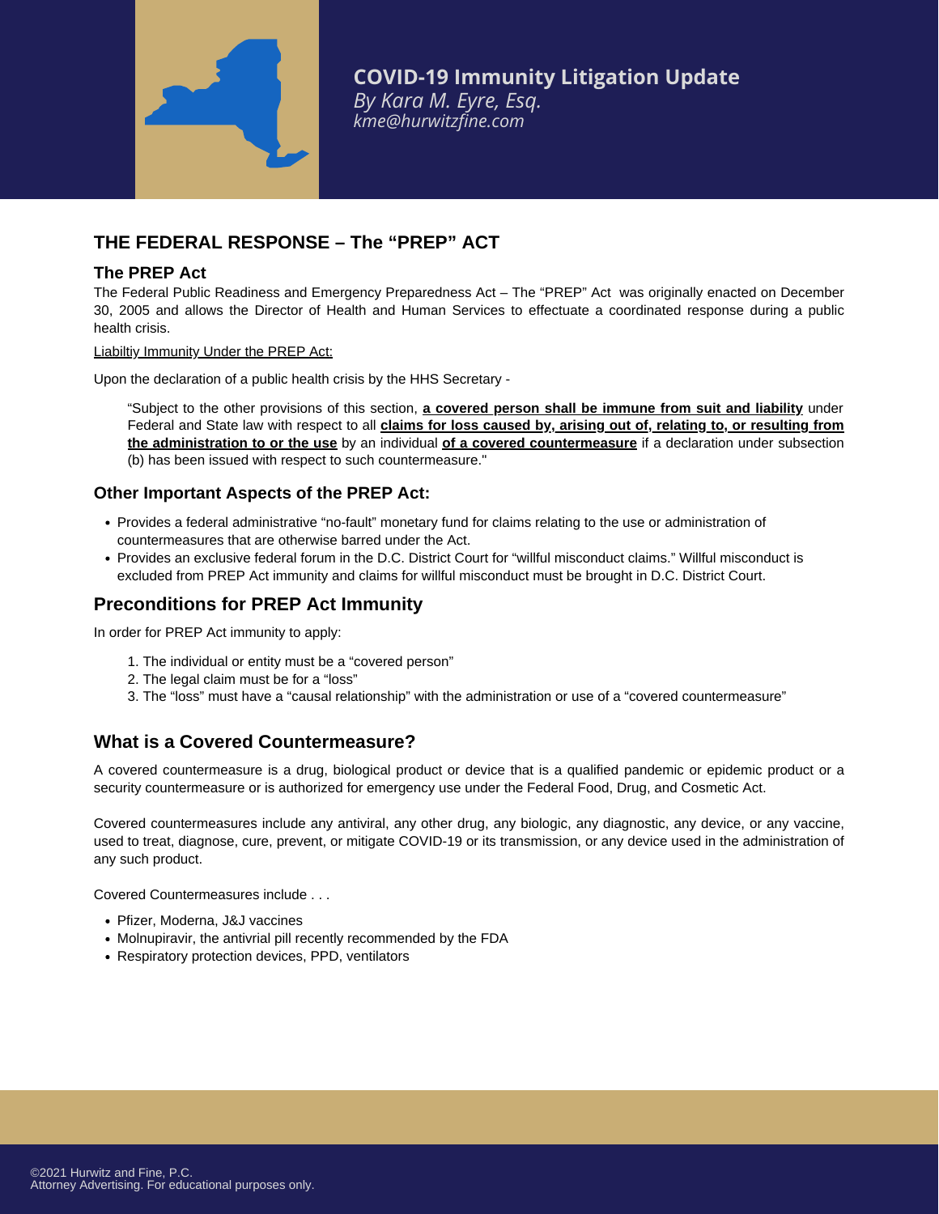# COVID-19 Immunity Litigation Update

*By Kara M. Eyre, Esq.*
*kme@hurwitzfine.com*

## THE FEDERAL RESPONSE – The "PREP" ACT

### The PREP Act

The Federal Public Readiness and Emergency Preparedness Act – The "PREP" Act was originally enacted on December 30, 2005 and allows the Director of Health and Human Services to effectuate a coordinated response during a public health crisis.

Liabiltiy Immunity Under the PREP Act:

Upon the declaration of a public health crisis by the HHS Secretary -

> "Subject to the other provisions of this section, **a covered person shall be immune from suit and liability** under Federal and State law with respect to all **claims for loss caused by, arising out of, relating to, or resulting from the administration to or the use** by an individual **of a covered countermeasure** if a declaration under subsection (b) has been issued with respect to such countermeasure."

### Other Important Aspects of the PREP Act:

- Provides a federal administrative "no-fault" monetary fund for claims relating to the use or administration of countermeasures that are otherwise barred under the Act.
- Provides an exclusive federal forum in the D.C. District Court for "willful misconduct claims." Willful misconduct is excluded from PREP Act immunity and claims for willful misconduct must be brought in D.C. District Court.

### Preconditions for PREP Act Immunity

In order for PREP Act immunity to apply:

1. The individual or entity must be a "covered person"
2. The legal claim must be for a "loss"
3. The "loss" must have a "causal relationship" with the administration or use of a "covered countermeasure"

### What is a Covered Countermeasure?

A covered countermeasure is a drug, biological product or device that is a qualified pandemic or epidemic product or a security countermeasure or is authorized for emergency use under the Federal Food, Drug, and Cosmetic Act.

Covered countermeasures include any antiviral, any other drug, any biologic, any diagnostic, any device, or any vaccine, used to treat, diagnose, cure, prevent, or mitigate COVID-19 or its transmission, or any device used in the administration of any such product.

Covered Countermeasures include . . .

- Pfizer, Moderna, J&J vaccines
- Molnupiravir, the antivrial pill recently recommended by the FDA
- Respiratory protection devices, PPD, ventilators

©2021 Hurwitz and Fine, P.C.
Attorney Advertising. For educational purposes only.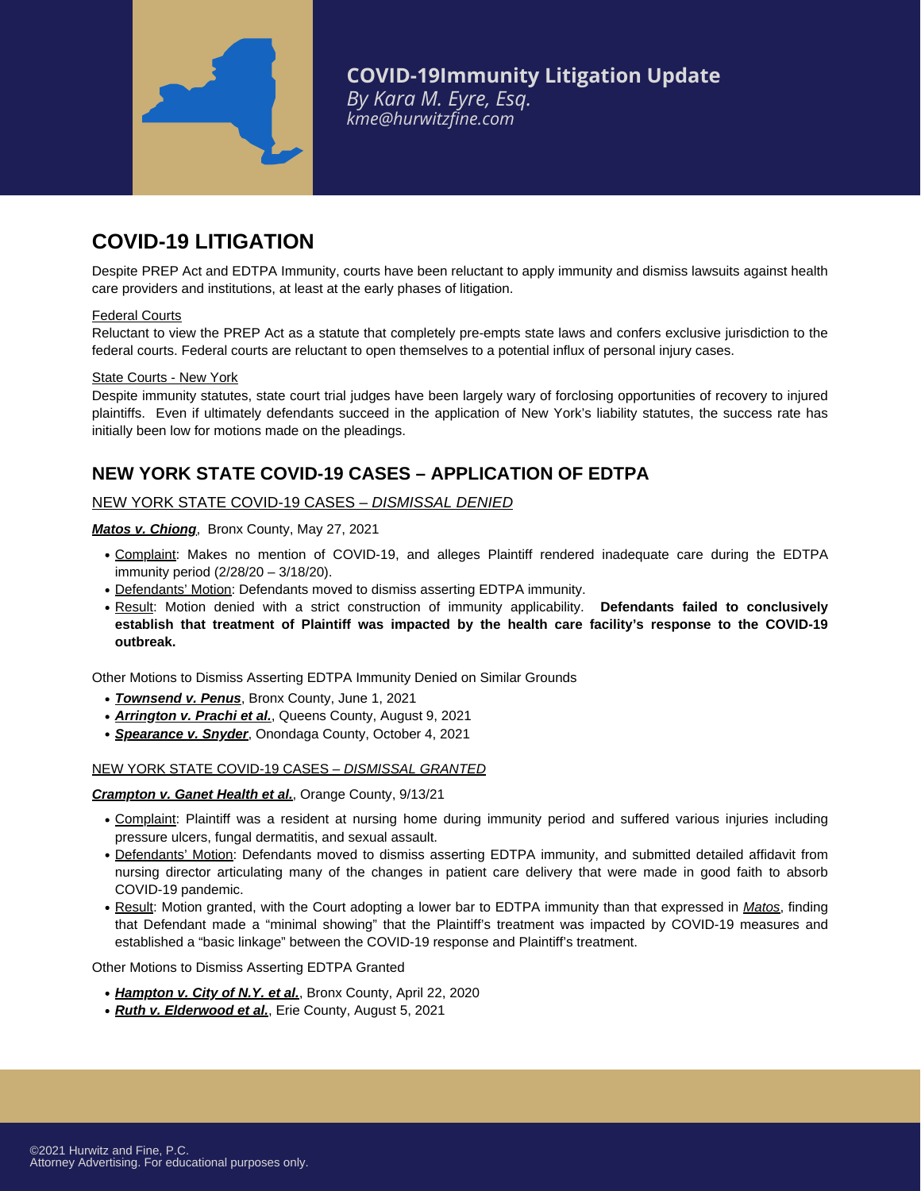**COVID-19Immunity Litigation Update**
*By Kara M. Eyre, Esq.*
*kme@hurwitzfine.com*

## COVID-19 LITIGATION

Despite PREP Act and EDTPA Immunity, courts have been reluctant to apply immunity and dismiss lawsuits against health care providers and institutions, at least at the early phases of litigation.

Federal Courts
Reluctant to view the PREP Act as a statute that completely pre-empts state laws and confers exclusive jurisdiction to the federal courts. Federal courts are reluctant to open themselves to a potential influx of personal injury cases.

State Courts - New York
Despite immunity statutes, state court trial judges have been largely wary of forclosing opportunities of recovery to injured plaintiffs. Even if ultimately defendants succeed in the application of New York's liability statutes, the success rate has initially been low for motions made on the pleadings.

## NEW YORK STATE COVID-19 CASES – APPLICATION OF EDTPA

NEW YORK STATE COVID-19 CASES – *DISMISSAL DENIED*

***Matos v. Chiong***, Bronx County, May 27, 2021

- Complaint: Makes no mention of COVID-19, and alleges Plaintiff rendered inadequate care during the EDTPA immunity period (2/28/20 – 3/18/20).
- Defendants' Motion: Defendants moved to dismiss asserting EDTPA immunity.
- Result: Motion denied with a strict construction of immunity applicability. **Defendants failed to conclusively establish that treatment of Plaintiff was impacted by the health care facility's response to the COVID-19 outbreak.**

Other Motions to Dismiss Asserting EDTPA Immunity Denied on Similar Grounds

- ***Townsend v. Penus***, Bronx County, June 1, 2021
- ***Arrington v. Prachi et al.***, Queens County, August 9, 2021
- ***Spearance v. Snyder***, Onondaga County, October 4, 2021

NEW YORK STATE COVID-19 CASES – *DISMISSAL GRANTED*

***Crampton v. Ganet Health et al.***, Orange County, 9/13/21

- Complaint: Plaintiff was a resident at nursing home during immunity period and suffered various injuries including pressure ulcers, fungal dermatitis, and sexual assault.
- Defendants' Motion: Defendants moved to dismiss asserting EDTPA immunity, and submitted detailed affidavit from nursing director articulating many of the changes in patient care delivery that were made in good faith to absorb COVID-19 pandemic.
- Result: Motion granted, with the Court adopting a lower bar to EDTPA immunity than that expressed in *Matos*, finding that Defendant made a "minimal showing" that the Plaintiff's treatment was impacted by COVID-19 measures and established a "basic linkage" between the COVID-19 response and Plaintiff's treatment.

Other Motions to Dismiss Asserting EDTPA Granted

- ***Hampton v. City of N.Y. et al.***, Bronx County, April 22, 2020
- ***Ruth v. Elderwood et al.***, Erie County, August 5, 2021

©2021 Hurwitz and Fine, P.C.
Attorney Advertising. For educational purposes only.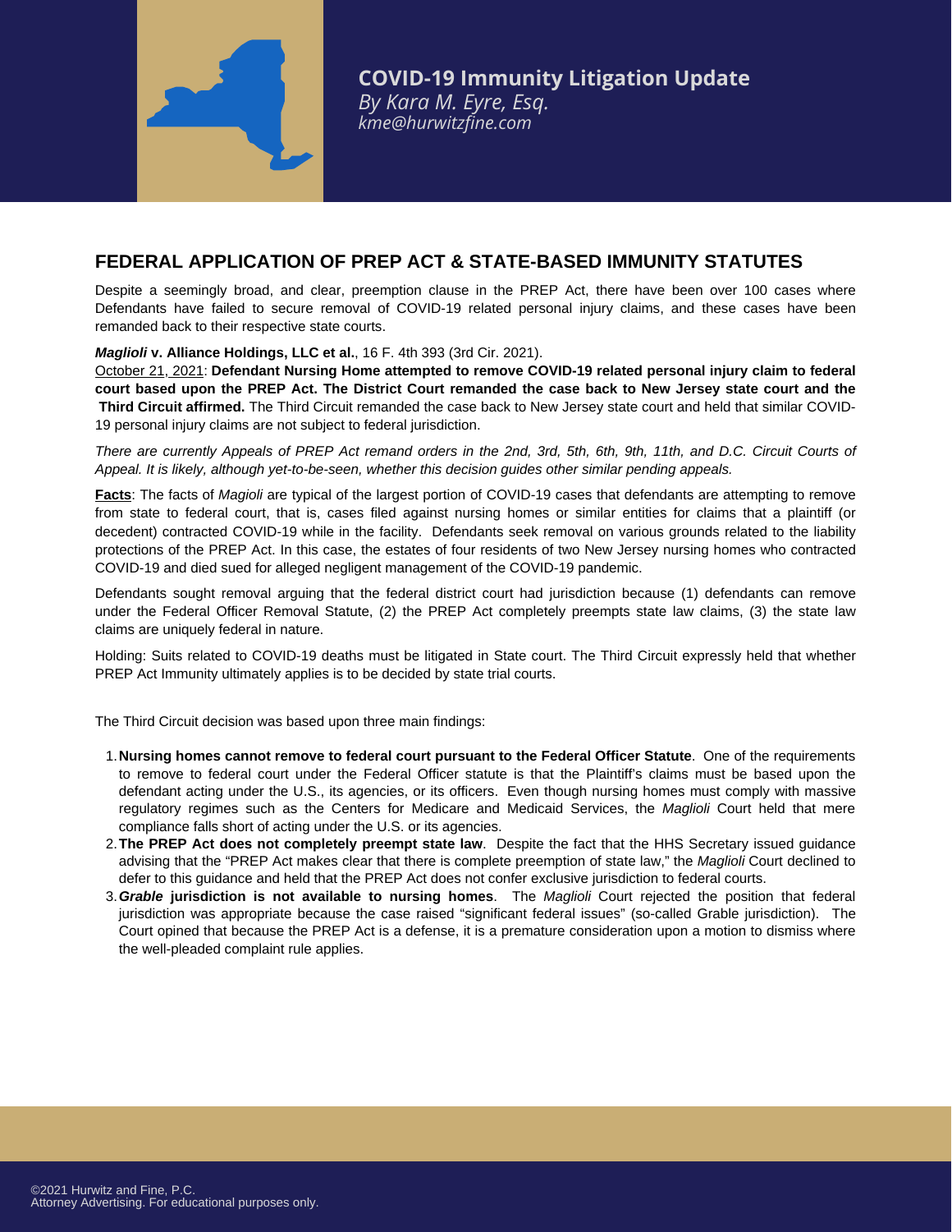**COVID-19 Immunity Litigation Update**
*By Kara M. Eyre, Esq.*
*kme@hurwitzfine.com*

## FEDERAL APPLICATION OF PREP ACT & STATE-BASED IMMUNITY STATUTES

Despite a seemingly broad, and clear, preemption clause in the PREP Act, there have been over 100 cases where Defendants have failed to secure removal of COVID-19 related personal injury claims, and these cases have been remanded back to their respective state courts.

***Maglioli*** **v. Alliance Holdings, LLC et al.**, 16 F. 4th 393 (3rd Cir. 2021).
October 21, 2021: **Defendant Nursing Home attempted to remove COVID-19 related personal injury claim to federal court based upon the PREP Act. The District Court remanded the case back to New Jersey state court and the Third Circuit affirmed.** The Third Circuit remanded the case back to New Jersey state court and held that similar COVID-19 personal injury claims are not subject to federal jurisdiction.

*There are currently Appeals of PREP Act remand orders in the 2nd, 3rd, 5th, 6th, 9th, 11th, and D.C. Circuit Courts of Appeal. It is likely, although yet-to-be-seen, whether this decision guides other similar pending appeals.*

**Facts**: The facts of *Maglioli* are typical of the largest portion of COVID-19 cases that defendants are attempting to remove from state to federal court, that is, cases filed against nursing homes or similar entities for claims that a plaintiff (or decedent) contracted COVID-19 while in the facility. Defendants seek removal on various grounds related to the liability protections of the PREP Act. In this case, the estates of four residents of two New Jersey nursing homes who contracted COVID-19 and died sued for alleged negligent management of the COVID-19 pandemic.

Defendants sought removal arguing that the federal district court had jurisdiction because (1) defendants can remove under the Federal Officer Removal Statute, (2) the PREP Act completely preempts state law claims, (3) the state law claims are uniquely federal in nature.

Holding: Suits related to COVID-19 deaths must be litigated in State court. The Third Circuit expressly held that whether PREP Act Immunity ultimately applies is to be decided by state trial courts.

The Third Circuit decision was based upon three main findings:

1. **Nursing homes cannot remove to federal court pursuant to the Federal Officer Statute**. One of the requirements to remove to federal court under the Federal Officer statute is that the Plaintiff's claims must be based upon the defendant acting under the U.S., its agencies, or its officers. Even though nursing homes must comply with massive regulatory regimes such as the Centers for Medicare and Medicaid Services, the *Maglioli* Court held that mere compliance falls short of acting under the U.S. or its agencies.
2. **The PREP Act does not completely preempt state law**. Despite the fact that the HHS Secretary issued guidance advising that the "PREP Act makes clear that there is complete preemption of state law," the *Maglioli* Court declined to defer to this guidance and held that the PREP Act does not confer exclusive jurisdiction to federal courts.
3. ***Grable*** **jurisdiction is not available to nursing homes**. The *Maglioli* Court rejected the position that federal jurisdiction was appropriate because the case raised "significant federal issues" (so-called Grable jurisdiction). The Court opined that because the PREP Act is a defense, it is a premature consideration upon a motion to dismiss where the well-pleaded complaint rule applies.

©2021 Hurwitz and Fine, P.C.
Attorney Advertising. For educational purposes only.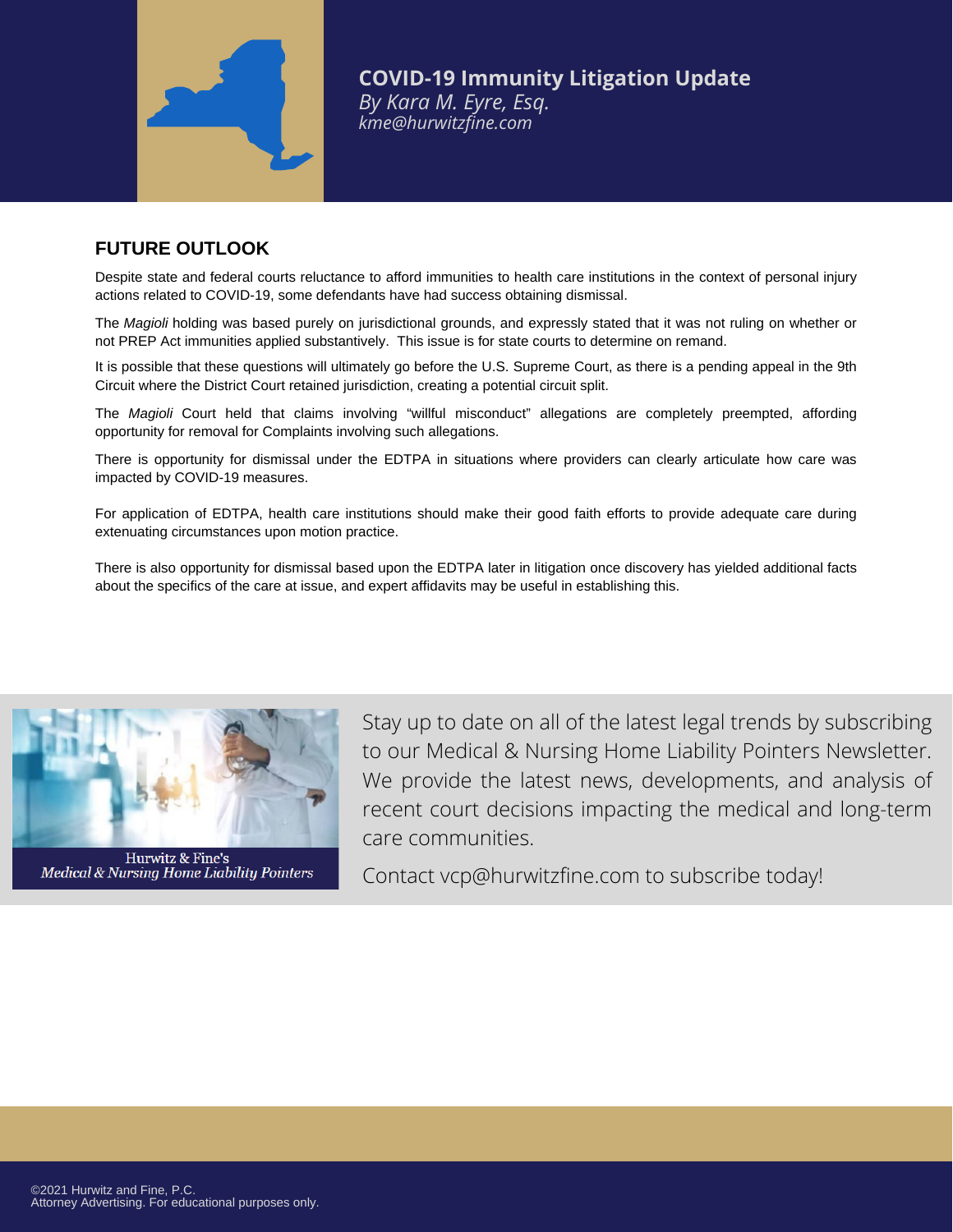**COVID-19 Immunity Litigation Update**
*By Kara M. Eyre, Esq.*
*kme@hurwitzfine.com*

## FUTURE OUTLOOK

Despite state and federal courts reluctance to afford immunities to health care institutions in the context of personal injury actions related to COVID-19, some defendants have had success obtaining dismissal.

The *Magioli* holding was based purely on jurisdictional grounds, and expressly stated that it was not ruling on whether or not PREP Act immunities applied substantively. This issue is for state courts to determine on remand.

It is possible that these questions will ultimately go before the U.S. Supreme Court, as there is a pending appeal in the 9th Circuit where the District Court retained jurisdiction, creating a potential circuit split.

The *Magioli* Court held that claims involving "willful misconduct" allegations are completely preempted, affording opportunity for removal for Complaints involving such allegations.

There is opportunity for dismissal under the EDTPA in situations where providers can clearly articulate how care was impacted by COVID-19 measures.

For application of EDTPA, health care institutions should make their good faith efforts to provide adequate care during extenuating circumstances upon motion practice.

There is also opportunity for dismissal based upon the EDTPA later in litigation once discovery has yielded additional facts about the specifics of the care at issue, and expert affidavits may be useful in establishing this.

Hurwitz & Fine's
*Medical & Nursing Home Liability Pointers*

Stay up to date on all of the latest legal trends by subscribing to our Medical & Nursing Home Liability Pointers Newsletter. We provide the latest news, developments, and analysis of recent court decisions impacting the medical and long-term care communities.

Contact vcp@hurwitzfine.com to subscribe today!

©2021 Hurwitz and Fine, P.C.
Attorney Advertising. For educational purposes only.